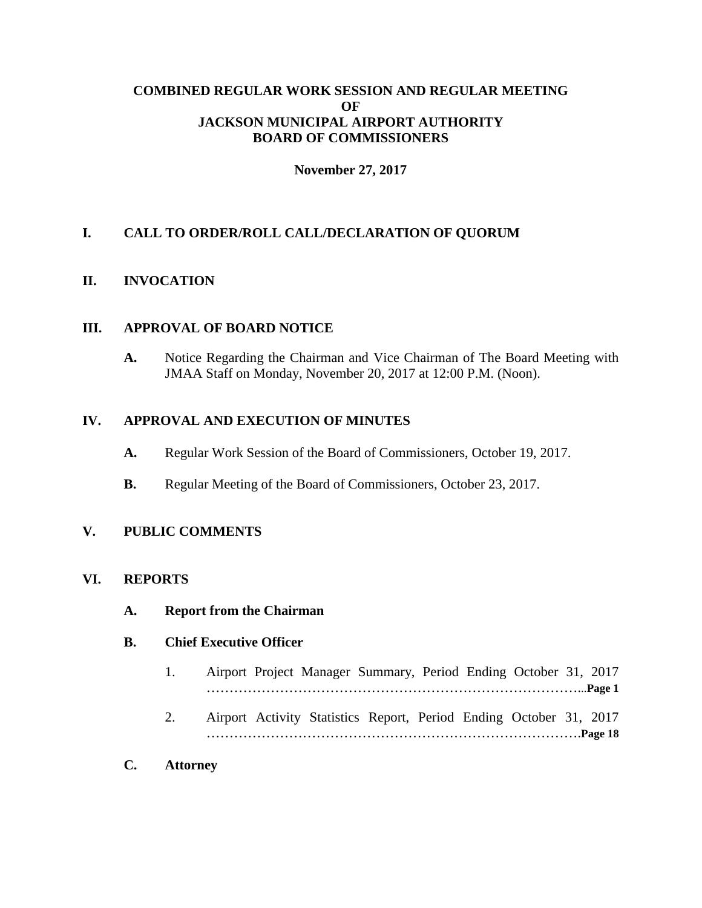# COMBINED REGULAR WORK SESSION AND REGULAR MEETING OF JACKSON MUNICIPAL AIRPORT AUTHORITY BOARD OF COMMISSIONERS

**November 27, 2017**

## I. CALL TO ORDER/ROLL CALL/DECLARATION OF QUORUM

## II. INVOCATION

## III. APPROVAL OF BOARD NOTICE

**A.** Notice Regarding the Chairman and Vice Chairman of The Board Meeting with JMAA Staff on Monday, November 20, 2017 at 12:00 P.M. (Noon).

## IV. APPROVAL AND EXECUTION OF MINUTES

**A.** Regular Work Session of the Board of Commissioners, October 19, 2017.

**B.** Regular Meeting of the Board of Commissioners, October 23, 2017.

## V. PUBLIC COMMENTS

## VI. REPORTS

### A. Report from the Chairman

### B. Chief Executive Officer

1. Airport Project Manager Summary, Period Ending October 31, 2017 ……………………………………………………………………….. **Page 1**

2. Airport Activity Statistics Report, Period Ending October 31, 2017 ………………………………………………………………………. **Page 18**

### C. Attorney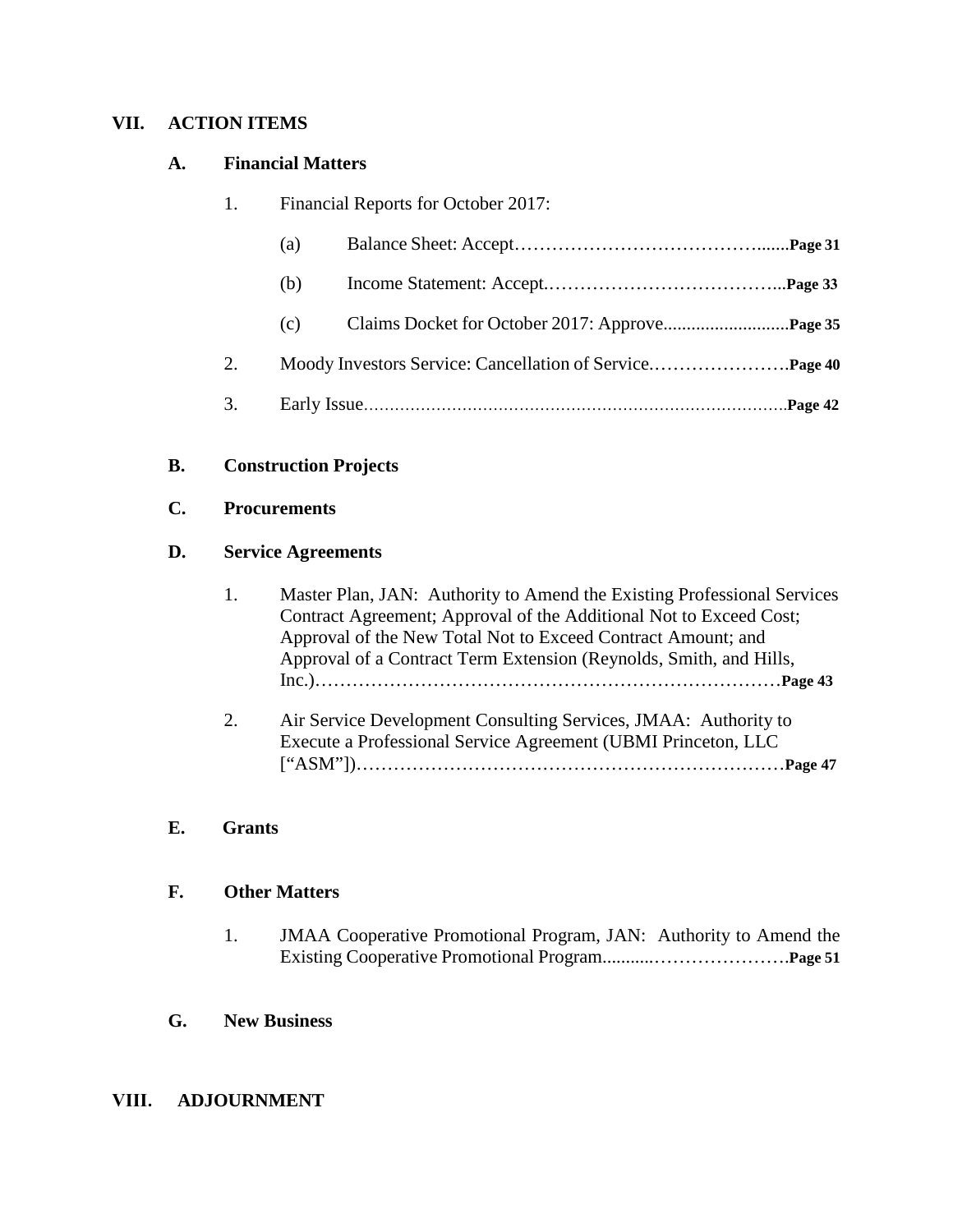## VII. ACTION ITEMS

### A. Financial Matters

1. Financial Reports for October 2017:

   (a) Balance Sheet: Accept……………………………………......**Page 31**

   (b) Income Statement: Accept.………………………………...**Page 33**

   (c) Claims Docket for October 2017: Approve..........................**Page 35**

2. Moody Investors Service: Cancellation of Service.………………….**Page 40**

3. Early Issue……………………………………………………………….**Page 42**

### B. Construction Projects

### C. Procurements

### D. Service Agreements

1. Master Plan, JAN: Authority to Amend the Existing Professional Services Contract Agreement; Approval of the Additional Not to Exceed Cost; Approval of the New Total Not to Exceed Contract Amount; and Approval of a Contract Term Extension (Reynolds, Smith, and Hills, Inc.)…………………………………………………………………**Page 43**

2. Air Service Development Consulting Services, JMAA: Authority to Execute a Professional Service Agreement (UBMI Princeton, LLC ["ASM"])……………………………………………………………**Page 47**

### E. Grants

### F. Other Matters

1. JMAA Cooperative Promotional Program, JAN: Authority to Amend the Existing Cooperative Promotional Program...........………………….**Page 51**

### G. New Business

## VIII. ADJOURNMENT